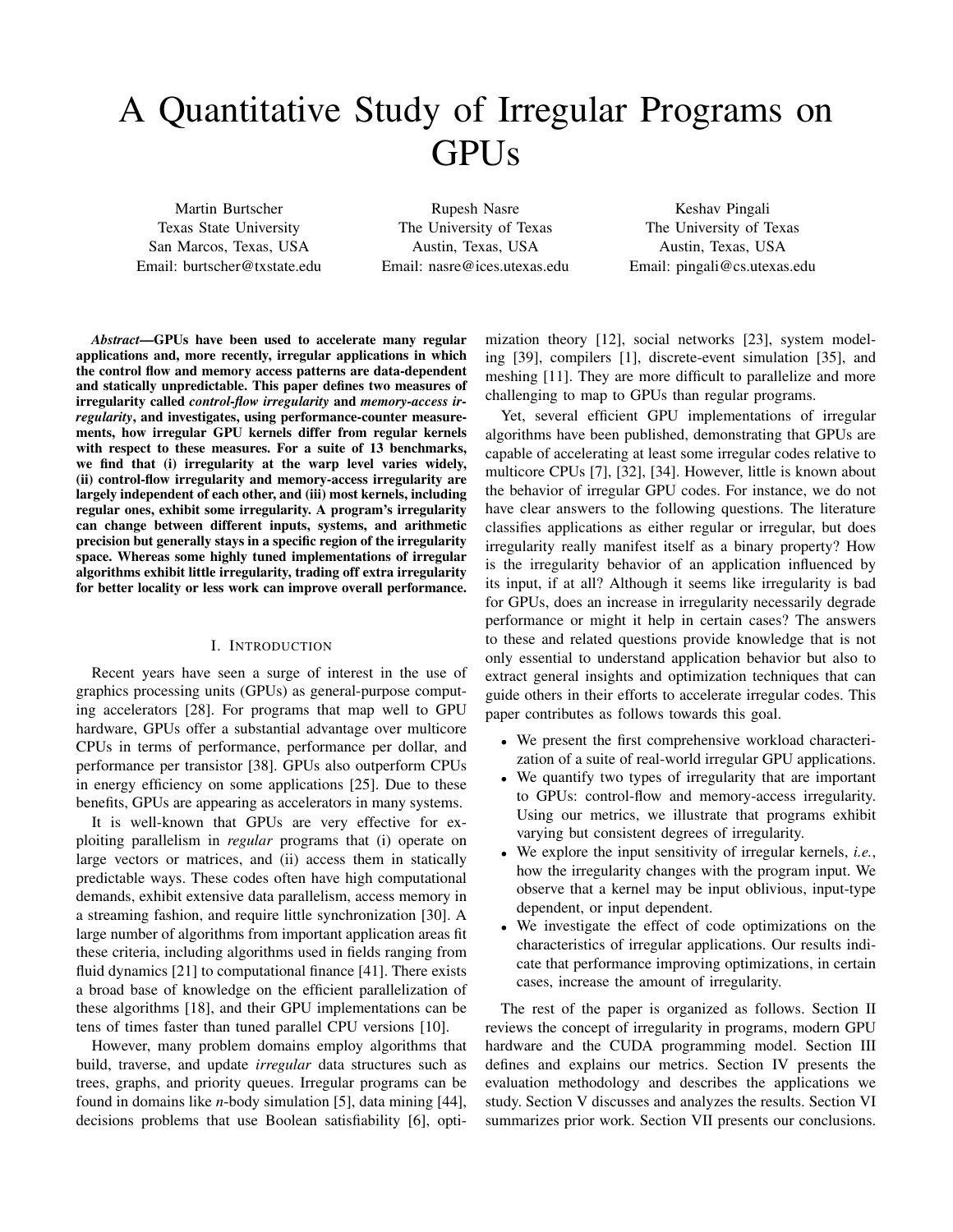# A Quantitative Study of Irregular Programs on GPUs

Martin Burtscher
Texas State University
San Marcos, Texas, USA
Email: burtscher@txstate.edu

Rupesh Nasre
The University of Texas
Austin, Texas, USA
Email: nasre@ices.utexas.edu

Keshav Pingali
The University of Texas
Austin, Texas, USA
Email: pingali@cs.utexas.edu

***Abstract*—GPUs have been used to accelerate many regular applications and, more recently, irregular applications in which the control flow and memory access patterns are data-dependent and statically unpredictable. This paper defines two measures of irregularity called *control-flow irregularity* and *memory-access irregularity*, and investigates, using performance-counter measurements, how irregular GPU kernels differ from regular kernels with respect to these measures. For a suite of 13 benchmarks, we find that (i) irregularity at the warp level varies widely, (ii) control-flow irregularity and memory-access irregularity are largely independent of each other, and (iii) most kernels, including regular ones, exhibit some irregularity. A program's irregularity can change between different inputs, systems, and arithmetic precision but generally stays in a specific region of the irregularity space. Whereas some highly tuned implementations of irregular algorithms exhibit little irregularity, trading off extra irregularity for better locality or less work can improve overall performance.**

## I. Introduction

Recent years have seen a surge of interest in the use of graphics processing units (GPUs) as general-purpose computing accelerators [28]. For programs that map well to GPU hardware, GPUs offer a substantial advantage over multicore CPUs in terms of performance, performance per dollar, and performance per transistor [38]. GPUs also outperform CPUs in energy efficiency on some applications [25]. Due to these benefits, GPUs are appearing as accelerators in many systems.

It is well-known that GPUs are very effective for exploiting parallelism in *regular* programs that (i) operate on large vectors or matrices, and (ii) access them in statically predictable ways. These codes often have high computational demands, exhibit extensive data parallelism, access memory in a streaming fashion, and require little synchronization [30]. A large number of algorithms from important application areas fit these criteria, including algorithms used in fields ranging from fluid dynamics [21] to computational finance [41]. There exists a broad base of knowledge on the efficient parallelization of these algorithms [18], and their GPU implementations can be tens of times faster than tuned parallel CPU versions [10].

However, many problem domains employ algorithms that build, traverse, and update *irregular* data structures such as trees, graphs, and priority queues. Irregular programs can be found in domains like *n*-body simulation [5], data mining [44], decisions problems that use Boolean satisfiability [6], optimization theory [12], social networks [23], system modeling [39], compilers [1], discrete-event simulation [35], and meshing [11]. They are more difficult to parallelize and more challenging to map to GPUs than regular programs.

Yet, several efficient GPU implementations of irregular algorithms have been published, demonstrating that GPUs are capable of accelerating at least some irregular codes relative to multicore CPUs [7], [32], [34]. However, little is known about the behavior of irregular GPU codes. For instance, we do not have clear answers to the following questions. The literature classifies applications as either regular or irregular, but does irregularity really manifest itself as a binary property? How is the irregularity behavior of an application influenced by its input, if at all? Although it seems like irregularity is bad for GPUs, does an increase in irregularity necessarily degrade performance or might it help in certain cases? The answers to these and related questions provide knowledge that is not only essential to understand application behavior but also to extract general insights and optimization techniques that can guide others in their efforts to accelerate irregular codes. This paper contributes as follows towards this goal.

- We present the first comprehensive workload characterization of a suite of real-world irregular GPU applications.
- We quantify two types of irregularity that are important to GPUs: control-flow and memory-access irregularity. Using our metrics, we illustrate that programs exhibit varying but consistent degrees of irregularity.
- We explore the input sensitivity of irregular kernels, *i.e.*, how the irregularity changes with the program input. We observe that a kernel may be input oblivious, input-type dependent, or input dependent.
- We investigate the effect of code optimizations on the characteristics of irregular applications. Our results indicate that performance improving optimizations, in certain cases, increase the amount of irregularity.

The rest of the paper is organized as follows. Section II reviews the concept of irregularity in programs, modern GPU hardware and the CUDA programming model. Section III defines and explains our metrics. Section IV presents the evaluation methodology and describes the applications we study. Section V discusses and analyzes the results. Section VI summarizes prior work. Section VII presents our conclusions.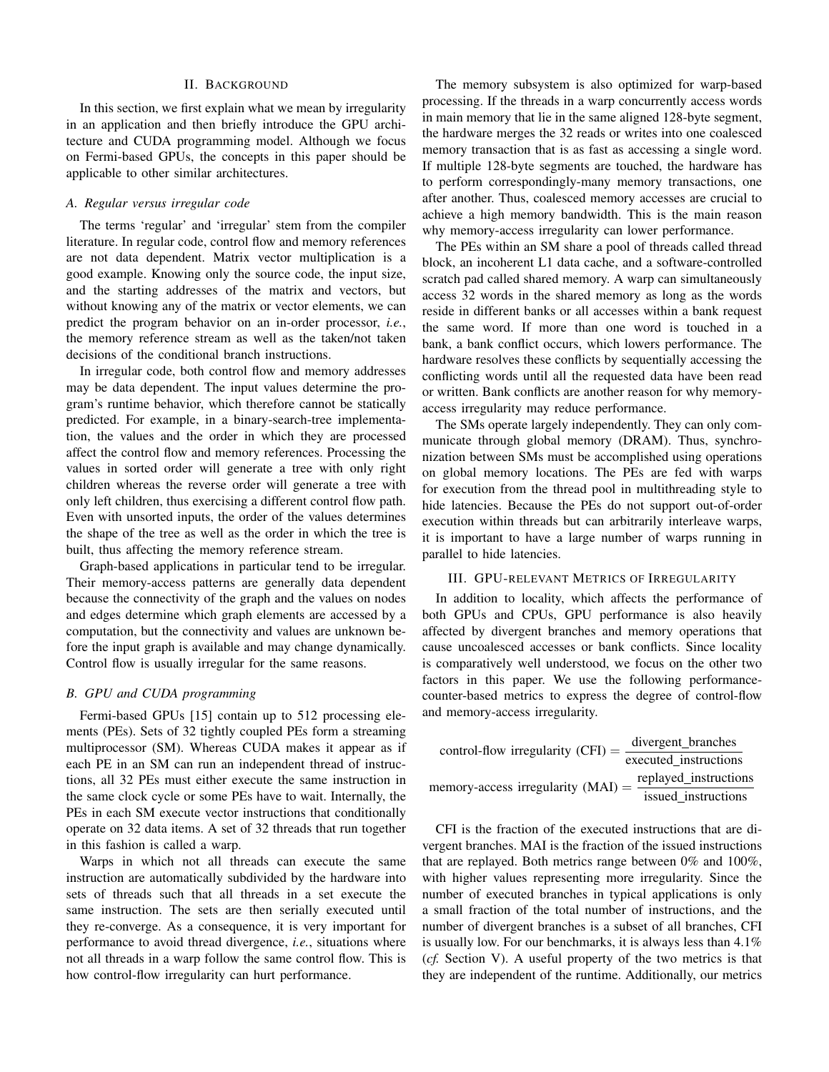## II. Background

In this section, we first explain what we mean by irregularity in an application and then briefly introduce the GPU architecture and CUDA programming model. Although we focus on Fermi-based GPUs, the concepts in this paper should be applicable to other similar architectures.

### A. Regular versus irregular code

The terms 'regular' and 'irregular' stem from the compiler literature. In regular code, control flow and memory references are not data dependent. Matrix vector multiplication is a good example. Knowing only the source code, the input size, and the starting addresses of the matrix and vectors, but without knowing any of the matrix or vector elements, we can predict the program behavior on an in-order processor, *i.e.*, the memory reference stream as well as the taken/not taken decisions of the conditional branch instructions.

In irregular code, both control flow and memory addresses may be data dependent. The input values determine the program's runtime behavior, which therefore cannot be statically predicted. For example, in a binary-search-tree implementation, the values and the order in which they are processed affect the control flow and memory references. Processing the values in sorted order will generate a tree with only right children whereas the reverse order will generate a tree with only left children, thus exercising a different control flow path. Even with unsorted inputs, the order of the values determines the shape of the tree as well as the order in which the tree is built, thus affecting the memory reference stream.

Graph-based applications in particular tend to be irregular. Their memory-access patterns are generally data dependent because the connectivity of the graph and the values on nodes and edges determine which graph elements are accessed by a computation, but the connectivity and values are unknown before the input graph is available and may change dynamically. Control flow is usually irregular for the same reasons.

### B. GPU and CUDA programming

Fermi-based GPUs [15] contain up to 512 processing elements (PEs). Sets of 32 tightly coupled PEs form a streaming multiprocessor (SM). Whereas CUDA makes it appear as if each PE in an SM can run an independent thread of instructions, all 32 PEs must either execute the same instruction in the same clock cycle or some PEs have to wait. Internally, the PEs in each SM execute vector instructions that conditionally operate on 32 data items. A set of 32 threads that run together in this fashion is called a warp.

Warps in which not all threads can execute the same instruction are automatically subdivided by the hardware into sets of threads such that all threads in a set execute the same instruction. The sets are then serially executed until they re-converge. As a consequence, it is very important for performance to avoid thread divergence, *i.e.*, situations where not all threads in a warp follow the same control flow. This is how control-flow irregularity can hurt performance.

The memory subsystem is also optimized for warp-based processing. If the threads in a warp concurrently access words in main memory that lie in the same aligned 128-byte segment, the hardware merges the 32 reads or writes into one coalesced memory transaction that is as fast as accessing a single word. If multiple 128-byte segments are touched, the hardware has to perform correspondingly-many memory transactions, one after another. Thus, coalesced memory accesses are crucial to achieve a high memory bandwidth. This is the main reason why memory-access irregularity can lower performance.

The PEs within an SM share a pool of threads called thread block, an incoherent L1 data cache, and a software-controlled scratch pad called shared memory. A warp can simultaneously access 32 words in the shared memory as long as the words reside in different banks or all accesses within a bank request the same word. If more than one word is touched in a bank, a bank conflict occurs, which lowers performance. The hardware resolves these conflicts by sequentially accessing the conflicting words until all the requested data have been read or written. Bank conflicts are another reason for why memory-access irregularity may reduce performance.

The SMs operate largely independently. They can only communicate through global memory (DRAM). Thus, synchronization between SMs must be accomplished using operations on global memory locations. The PEs are fed with warps for execution from the thread pool in multithreading style to hide latencies. Because the PEs do not support out-of-order execution within threads but can arbitrarily interleave warps, it is important to have a large number of warps running in parallel to hide latencies.

## III. GPU-relevant Metrics of Irregularity

In addition to locality, which affects the performance of both GPUs and CPUs, GPU performance is also heavily affected by divergent branches and memory operations that cause uncoalesced accesses or bank conflicts. Since locality is comparatively well understood, we focus on the other two factors in this paper. We use the following performance-counter-based metrics to express the degree of control-flow and memory-access irregularity.

$$\text{control-flow irregularity (CFI)} = \frac{\text{divergent\_branches}}{\text{executed\_instructions}}$$

$$\text{memory-access irregularity (MAI)} = \frac{\text{replayed\_instructions}}{\text{issued\_instructions}}$$

CFI is the fraction of the executed instructions that are divergent branches. MAI is the fraction of the issued instructions that are replayed. Both metrics range between 0% and 100%, with higher values representing more irregularity. Since the number of executed branches in typical applications is only a small fraction of the total number of instructions, and the number of divergent branches is a subset of all branches, CFI is usually low. For our benchmarks, it is always less than 4.1% (*cf.* Section V). A useful property of the two metrics is that they are independent of the runtime. Additionally, our metrics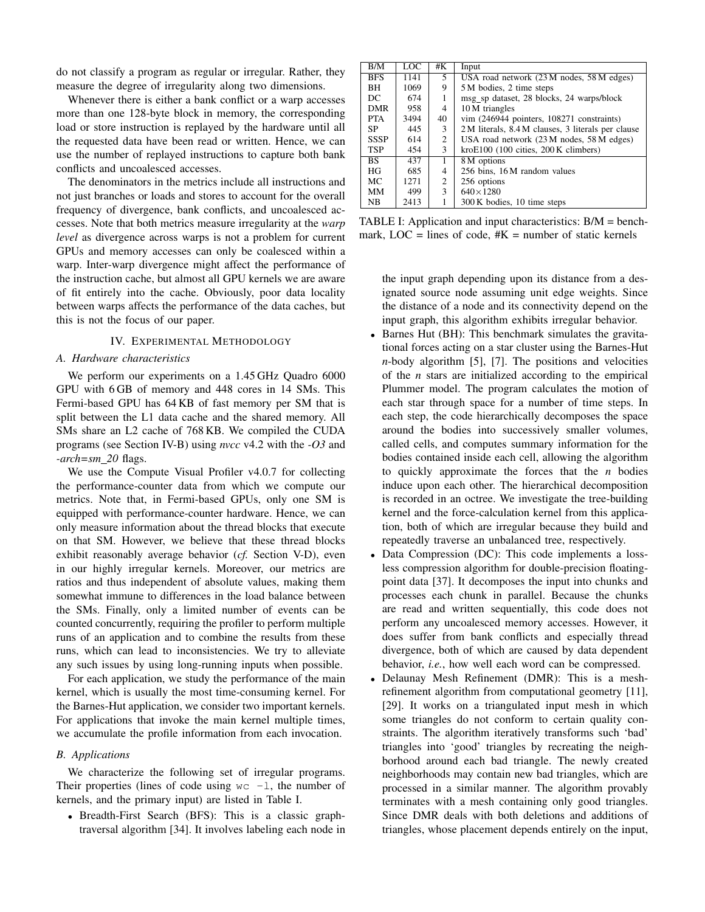do not classify a program as regular or irregular. Rather, they measure the degree of irregularity along two dimensions.

Whenever there is either a bank conflict or a warp accesses more than one 128-byte block in memory, the corresponding load or store instruction is replayed by the hardware until all the requested data have been read or written. Hence, we can use the number of replayed instructions to capture both bank conflicts and uncoalesced accesses.

The denominators in the metrics include all instructions and not just branches or loads and stores to account for the overall frequency of divergence, bank conflicts, and uncoalesced accesses. Note that both metrics measure irregularity at the *warp level* as divergence across warps is not a problem for current GPUs and memory accesses can only be coalesced within a warp. Inter-warp divergence might affect the performance of the instruction cache, but almost all GPU kernels we are aware of fit entirely into the cache. Obviously, poor data locality between warps affects the performance of the data caches, but this is not the focus of our paper.

## IV. Experimental Methodology

### A. Hardware characteristics

We perform our experiments on a 1.45 GHz Quadro 6000 GPU with 6 GB of memory and 448 cores in 14 SMs. This Fermi-based GPU has 64 KB of fast memory per SM that is split between the L1 data cache and the shared memory. All SMs share an L2 cache of 768 KB. We compiled the CUDA programs (see Section IV-B) using *nvcc* v4.2 with the *-O3* and *-arch=sm_20* flags.

We use the Compute Visual Profiler v4.0.7 for collecting the performance-counter data from which we compute our metrics. Note that, in Fermi-based GPUs, only one SM is equipped with performance-counter hardware. Hence, we can only measure information about the thread blocks that execute on that SM. However, we believe that these thread blocks exhibit reasonably average behavior (*cf.* Section V-D), even in our highly irregular kernels. Moreover, our metrics are ratios and thus independent of absolute values, making them somewhat immune to differences in the load balance between the SMs. Finally, only a limited number of events can be counted concurrently, requiring the profiler to perform multiple runs of an application and to combine the results from these runs, which can lead to inconsistencies. We try to alleviate any such issues by using long-running inputs when possible.

For each application, we study the performance of the main kernel, which is usually the most time-consuming kernel. For the Barnes-Hut application, we consider two important kernels. For applications that invoke the main kernel multiple times, we accumulate the profile information from each invocation.

### B. Applications

We characterize the following set of irregular programs. Their properties (lines of code using `wc -l`, the number of kernels, and the primary input) are listed in Table I.

| B/M | LOC | #K | Input |
|---|---|---|---|
| BFS | 1141 | 5 | USA road network (23 M nodes, 58 M edges) |
| BH | 1069 | 9 | 5 M bodies, 2 time steps |
| DC | 674 | 1 | msg_sp dataset, 28 blocks, 24 warps/block |
| DMR | 958 | 4 | 10 M triangles |
| PTA | 3494 | 40 | vim (246944 pointers, 108271 constraints) |
| SP | 445 | 3 | 2 M literals, 8.4 M clauses, 3 literals per clause |
| SSSP | 614 | 2 | USA road network (23 M nodes, 58 M edges) |
| TSP | 454 | 3 | kroE100 (100 cities, 200 K climbers) |
| BS | 437 | 1 | 8 M options |
| HG | 685 | 4 | 256 bins, 16 M random values |
| MC | 1271 | 2 | 256 options |
| MM | 499 | 3 | 640×1280 |
| NB | 2413 | 1 | 300 K bodies, 10 time steps |

TABLE I: Application and input characteristics: B/M = benchmark, LOC = lines of code, #K = number of static kernels

- Breadth-First Search (BFS): This is a classic graph-traversal algorithm [34]. It involves labeling each node in the input graph depending upon its distance from a designated source node assuming unit edge weights. Since the distance of a node and its connectivity depend on the input graph, this algorithm exhibits irregular behavior.
- Barnes Hut (BH): This benchmark simulates the gravitational forces acting on a star cluster using the Barnes-Hut *n*-body algorithm [5], [7]. The positions and velocities of the *n* stars are initialized according to the empirical Plummer model. The program calculates the motion of each star through space for a number of time steps. In each step, the code hierarchically decomposes the space around the bodies into successively smaller volumes, called cells, and computes summary information for the bodies contained inside each cell, allowing the algorithm to quickly approximate the forces that the *n* bodies induce upon each other. The hierarchical decomposition is recorded in an octree. We investigate the tree-building kernel and the force-calculation kernel from this application, both of which are irregular because they build and repeatedly traverse an unbalanced tree, respectively.
- Data Compression (DC): This code implements a lossless compression algorithm for double-precision floating-point data [37]. It decomposes the input into chunks and processes each chunk in parallel. Because the chunks are read and written sequentially, this code does not perform any uncoalesced memory accesses. However, it does suffer from bank conflicts and especially thread divergence, both of which are caused by data dependent behavior, *i.e.*, how well each word can be compressed.
- Delaunay Mesh Refinement (DMR): This is a mesh-refinement algorithm from computational geometry [11], [29]. It works on a triangulated input mesh in which some triangles do not conform to certain quality constraints. The algorithm iteratively transforms such 'bad' triangles into 'good' triangles by recreating the neighborhood around each bad triangle. The newly created neighborhoods may contain new bad triangles, which are processed in a similar manner. The algorithm provably terminates with a mesh containing only good triangles. Since DMR deals with both deletions and additions of triangles, whose placement depends entirely on the input,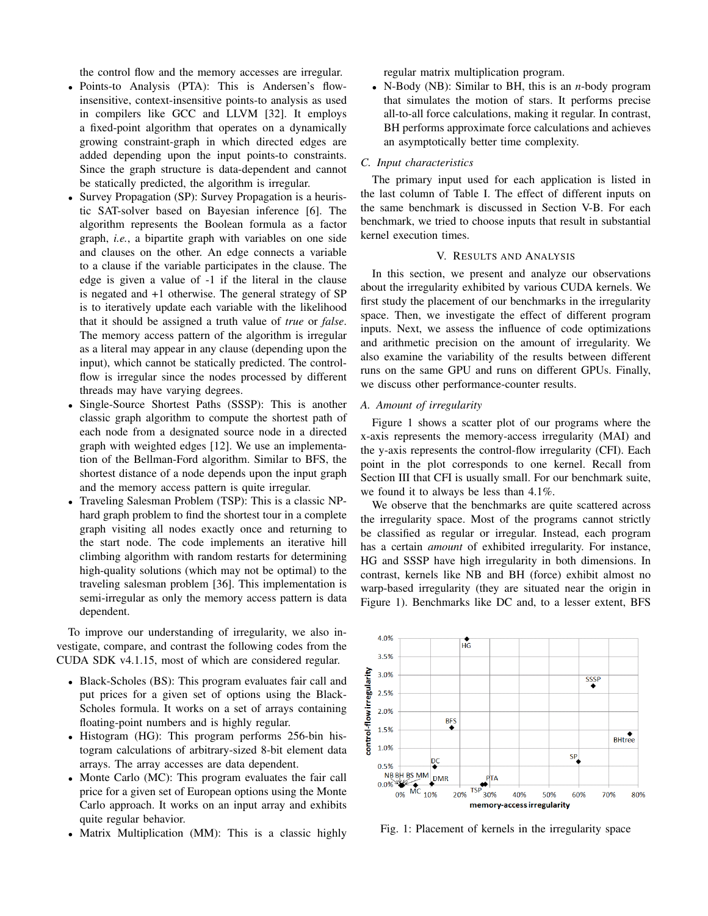the control flow and the memory accesses are irregular.

- Points-to Analysis (PTA): This is Andersen's flow-insensitive, context-insensitive points-to analysis as used in compilers like GCC and LLVM [32]. It employs a fixed-point algorithm that operates on a dynamically growing constraint-graph in which directed edges are added depending upon the input points-to constraints. Since the graph structure is data-dependent and cannot be statically predicted, the algorithm is irregular.
- Survey Propagation (SP): Survey Propagation is a heuristic SAT-solver based on Bayesian inference [6]. The algorithm represents the Boolean formula as a factor graph, *i.e.*, a bipartite graph with variables on one side and clauses on the other. An edge connects a variable to a clause if the variable participates in the clause. The edge is given a value of -1 if the literal in the clause is negated and +1 otherwise. The general strategy of SP is to iteratively update each variable with the likelihood that it should be assigned a truth value of *true* or *false*. The memory access pattern of the algorithm is irregular as a literal may appear in any clause (depending upon the input), which cannot be statically predicted. The control-flow is irregular since the nodes processed by different threads may have varying degrees.
- Single-Source Shortest Paths (SSSP): This is another classic graph algorithm to compute the shortest path of each node from a designated source node in a directed graph with weighted edges [12]. We use an implementation of the Bellman-Ford algorithm. Similar to BFS, the shortest distance of a node depends upon the input graph and the memory access pattern is quite irregular.
- Traveling Salesman Problem (TSP): This is a classic NP-hard graph problem to find the shortest tour in a complete graph visiting all nodes exactly once and returning to the start node. The code implements an iterative hill climbing algorithm with random restarts for determining high-quality solutions (which may not be optimal) to the traveling salesman problem [36]. This implementation is semi-irregular as only the memory access pattern is data dependent.

To improve our understanding of irregularity, we also investigate, compare, and contrast the following codes from the CUDA SDK v4.1.15, most of which are considered regular.

- Black-Scholes (BS): This program evaluates fair call and put prices for a given set of options using the Black-Scholes formula. It works on a set of arrays containing floating-point numbers and is highly regular.
- Histogram (HG): This program performs 256-bin histogram calculations of arbitrary-sized 8-bit element data arrays. The array accesses are data dependent.
- Monte Carlo (MC): This program evaluates the fair call price for a given set of European options using the Monte Carlo approach. It works on an input array and exhibits quite regular behavior.
- Matrix Multiplication (MM): This is a classic highly regular matrix multiplication program.
- N-Body (NB): Similar to BH, this is an *n*-body program that simulates the motion of stars. It performs precise all-to-all force calculations, making it regular. In contrast, BH performs approximate force calculations and achieves an asymptotically better time complexity.

### C. Input characteristics

The primary input used for each application is listed in the last column of Table I. The effect of different inputs on the same benchmark is discussed in Section V-B. For each benchmark, we tried to choose inputs that result in substantial kernel execution times.

## V. Results and Analysis

In this section, we present and analyze our observations about the irregularity exhibited by various CUDA kernels. We first study the placement of our benchmarks in the irregularity space. Then, we investigate the effect of different program inputs. Next, we assess the influence of code optimizations and arithmetic precision on the amount of irregularity. We also examine the variability of the results between different runs on the same GPU and runs on different GPUs. Finally, we discuss other performance-counter results.

### A. Amount of irregularity

Figure 1 shows a scatter plot of our programs where the x-axis represents the memory-access irregularity (MAI) and the y-axis represents the control-flow irregularity (CFI). Each point in the plot corresponds to one kernel. Recall from Section III that CFI is usually small. For our benchmark suite, we found it to always be less than 4.1%.

We observe that the benchmarks are quite scattered across the irregularity space. Most of the programs cannot strictly be classified as regular or irregular. Instead, each program has a certain *amount* of exhibited irregularity. For instance, HG and SSSP have high irregularity in both dimensions. In contrast, kernels like NB and BH (force) exhibit almost no warp-based irregularity (they are situated near the origin in Figure 1). Benchmarks like DC and, to a lesser extent, BFS

Fig. 1: Placement of kernels in the irregularity space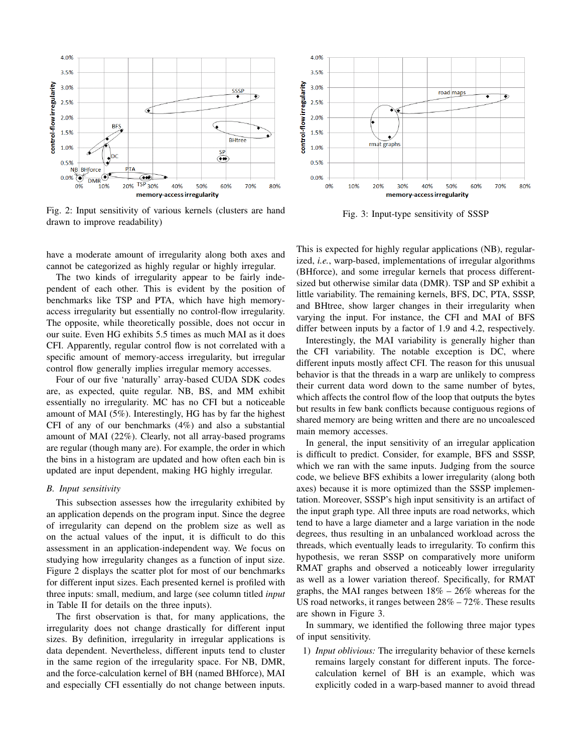Fig. 2: Input sensitivity of various kernels (clusters are hand drawn to improve readability)

Fig. 3: Input-type sensitivity of SSSP

have a moderate amount of irregularity along both axes and cannot be categorized as highly regular or highly irregular.

The two kinds of irregularity appear to be fairly independent of each other. This is evident by the position of benchmarks like TSP and PTA, which have high memory-access irregularity but essentially no control-flow irregularity. The opposite, while theoretically possible, does not occur in our suite. Even HG exhibits 5.5 times as much MAI as it does CFI. Apparently, regular control flow is not correlated with a specific amount of memory-access irregularity, but irregular control flow generally implies irregular memory accesses.

Four of our five 'naturally' array-based CUDA SDK codes are, as expected, quite regular. NB, BS, and MM exhibit essentially no irregularity. MC has no CFI but a noticeable amount of MAI (5%). Interestingly, HG has by far the highest CFI of any of our benchmarks (4%) and also a substantial amount of MAI (22%). Clearly, not all array-based programs are regular (though many are). For example, the order in which the bins in a histogram are updated and how often each bin is updated are input dependent, making HG highly irregular.

### *B. Input sensitivity*

This subsection assesses how the irregularity exhibited by an application depends on the program input. Since the degree of irregularity can depend on the problem size as well as on the actual values of the input, it is difficult to do this assessment in an application-independent way. We focus on studying how irregularity changes as a function of input size. Figure 2 displays the scatter plot for most of our benchmarks for different input sizes. Each presented kernel is profiled with three inputs: small, medium, and large (see column titled *input* in Table II for details on the three inputs).

The first observation is that, for many applications, the irregularity does not change drastically for different input sizes. By definition, irregularity in irregular applications is data dependent. Nevertheless, different inputs tend to cluster in the same region of the irregularity space. For NB, DMR, and the force-calculation kernel of BH (named BHforce), MAI and especially CFI essentially do not change between inputs. This is expected for highly regular applications (NB), regularized, *i.e.*, warp-based, implementations of irregular algorithms (BHforce), and some irregular kernels that process different-sized but otherwise similar data (DMR). TSP and SP exhibit a little variability. The remaining kernels, BFS, DC, PTA, SSSP, and BHtree, show larger changes in their irregularity when varying the input. For instance, the CFI and MAI of BFS differ between inputs by a factor of 1.9 and 4.2, respectively.

Interestingly, the MAI variability is generally higher than the CFI variability. The notable exception is DC, where different inputs mostly affect CFI. The reason for this unusual behavior is that the threads in a warp are unlikely to compress their current data word down to the same number of bytes, which affects the control flow of the loop that outputs the bytes but results in few bank conflicts because contiguous regions of shared memory are being written and there are no uncoalesced main memory accesses.

In general, the input sensitivity of an irregular application is difficult to predict. Consider, for example, BFS and SSSP, which we ran with the same inputs. Judging from the source code, we believe BFS exhibits a lower irregularity (along both axes) because it is more optimized than the SSSP implementation. Moreover, SSSP's high input sensitivity is an artifact of the input graph type. All three inputs are road networks, which tend to have a large diameter and a large variation in the node degrees, thus resulting in an unbalanced workload across the threads, which eventually leads to irregularity. To confirm this hypothesis, we reran SSSP on comparatively more uniform RMAT graphs and observed a noticeably lower irregularity as well as a lower variation thereof. Specifically, for RMAT graphs, the MAI ranges between 18% – 26% whereas for the US road networks, it ranges between 28% – 72%. These results are shown in Figure 3.

In summary, we identified the following three major types of input sensitivity.

1) *Input oblivious:* The irregularity behavior of these kernels remains largely constant for different inputs. The force-calculation kernel of BH is an example, which was explicitly coded in a warp-based manner to avoid thread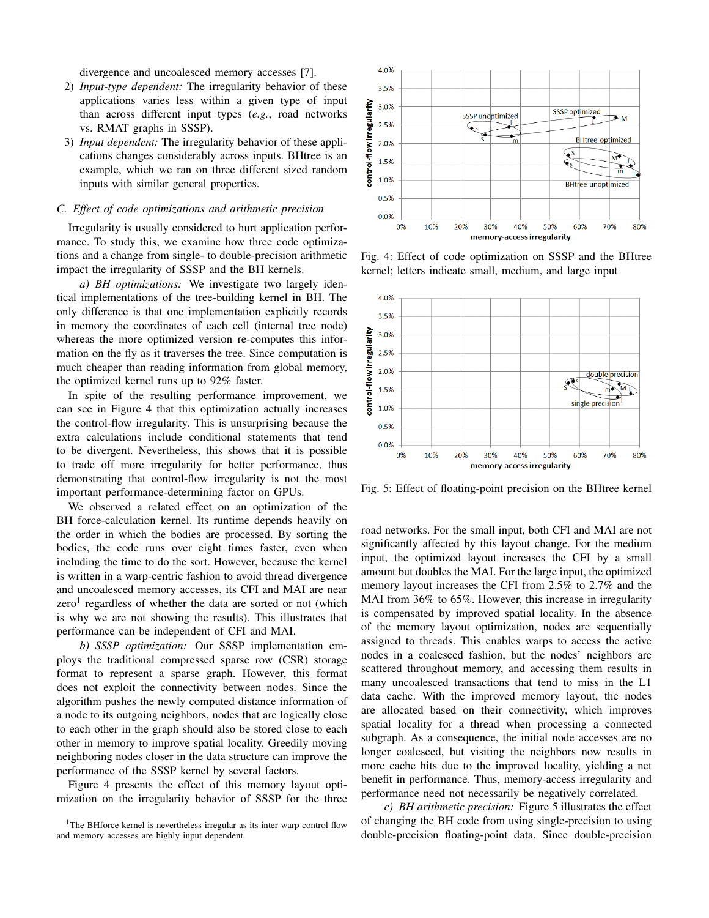divergence and uncoalesced memory accesses [7].

2) *Input-type dependent:* The irregularity behavior of these applications varies less within a given type of input than across different input types (*e.g.*, road networks vs. RMAT graphs in SSSP).
3) *Input dependent:* The irregularity behavior of these applications changes considerably across inputs. BHtree is an example, which we ran on three different sized random inputs with similar general properties.

### C. Effect of code optimizations and arithmetic precision

Irregularity is usually considered to hurt application performance. To study this, we examine how three code optimizations and a change from single- to double-precision arithmetic impact the irregularity of SSSP and the BH kernels.

*a) BH optimizations:* We investigate two largely identical implementations of the tree-building kernel in BH. The only difference is that one implementation explicitly records in memory the coordinates of each cell (internal tree node) whereas the more optimized version re-computes this information on the fly as it traverses the tree. Since computation is much cheaper than reading information from global memory, the optimized kernel runs up to 92% faster.

In spite of the resulting performance improvement, we can see in Figure 4 that this optimization actually increases the control-flow irregularity. This is unsurprising because the extra calculations include conditional statements that tend to be divergent. Nevertheless, this shows that it is possible to trade off more irregularity for better performance, thus demonstrating that control-flow irregularity is not the most important performance-determining factor on GPUs.

We observed a related effect on an optimization of the BH force-calculation kernel. Its runtime depends heavily on the order in which the bodies are processed. By sorting the bodies, the code runs over eight times faster, even when including the time to do the sort. However, because the kernel is written in a warp-centric fashion to avoid thread divergence and uncoalesced memory accesses, its CFI and MAI are near zero[1] regardless of whether the data are sorted or not (which is why we are not showing the results). This illustrates that performance can be independent of CFI and MAI.

*b) SSSP optimization:* Our SSSP implementation employs the traditional compressed sparse row (CSR) storage format to represent a sparse graph. However, this format does not exploit the connectivity between nodes. Since the algorithm pushes the newly computed distance information of a node to its outgoing neighbors, nodes that are logically close to each other in the graph should also be stored close to each other in memory to improve spatial locality. Greedily moving neighboring nodes closer in the data structure can improve the performance of the SSSP kernel by several factors.

Figure 4 presents the effect of this memory layout optimization on the irregularity behavior of SSSP for the three

[1]The BHforce kernel is nevertheless irregular as its inter-warp control flow and memory accesses are highly input dependent.

control-flow irregularity
4.0%
3.5%
3.0%
2.5%
2.0%
1.5%
1.0%
0.5%
0.0%
0% 10% 20% 30% 40% 50% 60% 70% 80%
memory-access irregularity
SSSP unoptimized
SSSP optimized
BHtree optimized
BHtree unoptimized
S s m M L l

Fig. 4: Effect of code optimization on SSSP and the BHtree kernel; letters indicate small, medium, and large input

control-flow irregularity
4.0%
3.5%
3.0%
2.5%
2.0%
1.5%
1.0%
0.5%
0.0%
0% 10% 20% 30% 40% 50% 60% 70% 80%
memory-access irregularity
double precision
single precision
S s m M L l

Fig. 5: Effect of floating-point precision on the BHtree kernel

road networks. For the small input, both CFI and MAI are not significantly affected by this layout change. For the medium input, the optimized layout increases the CFI by a small amount but doubles the MAI. For the large input, the optimized memory layout increases the CFI from 2.5% to 2.7% and the MAI from 36% to 65%. However, this increase in irregularity is compensated by improved spatial locality. In the absence of the memory layout optimization, nodes are sequentially assigned to threads. This enables warps to access the active nodes in a coalesced fashion, but the nodes' neighbors are scattered throughout memory, and accessing them results in many uncoalesced transactions that tend to miss in the L1 data cache. With the improved memory layout, the nodes are allocated based on their connectivity, which improves spatial locality for a thread when processing a connected subgraph. As a consequence, the initial node accesses are no longer coalesced, but visiting the neighbors now results in more cache hits due to the improved locality, yielding a net benefit in performance. Thus, memory-access irregularity and performance need not necessarily be negatively correlated.

*c) BH arithmetic precision:* Figure 5 illustrates the effect of changing the BH code from using single-precision to using double-precision floating-point data. Since double-precision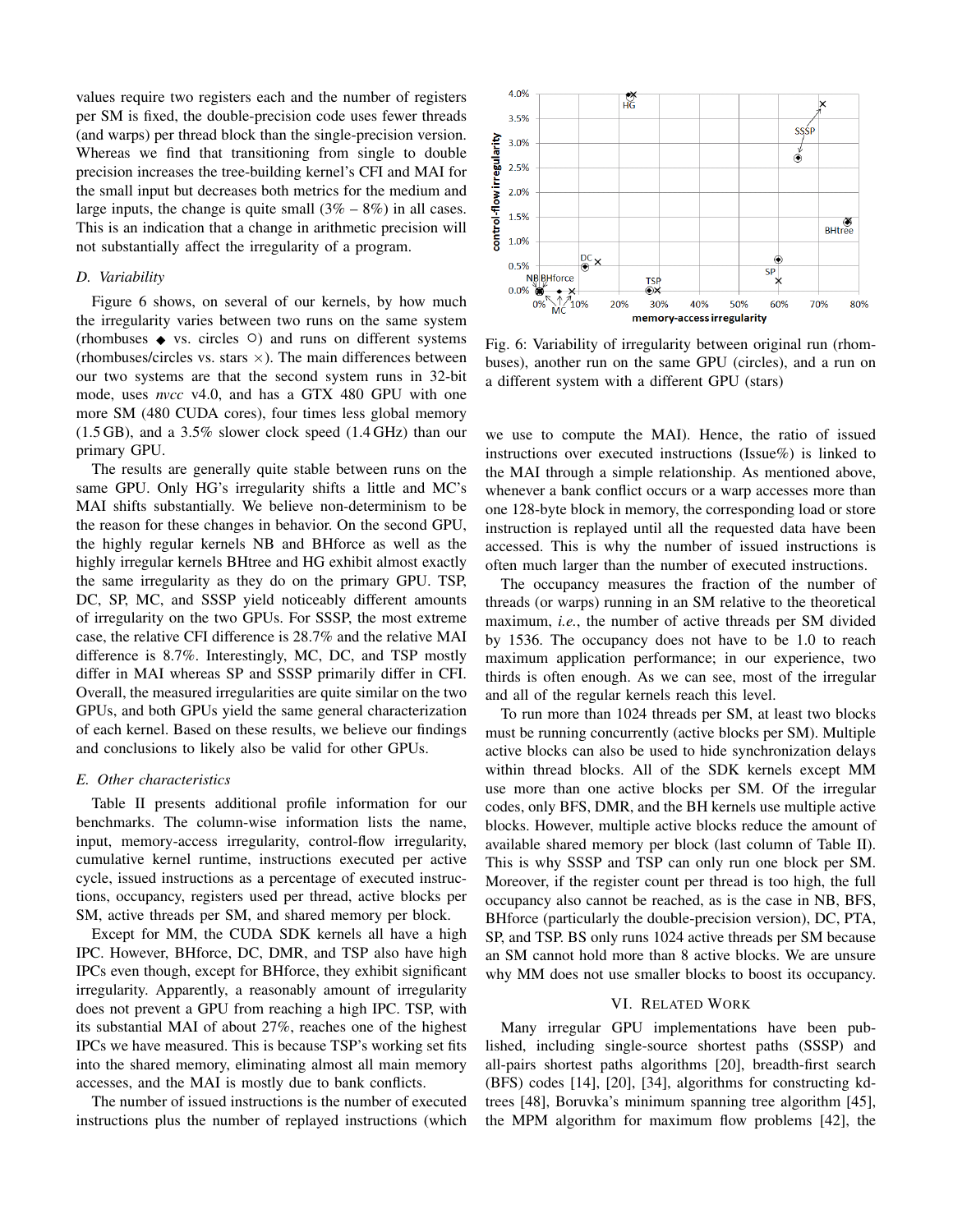values require two registers each and the number of registers per SM is fixed, the double-precision code uses fewer threads (and warps) per thread block than the single-precision version. Whereas we find that transitioning from single to double precision increases the tree-building kernel's CFI and MAI for the small input but decreases both metrics for the medium and large inputs, the change is quite small (3% – 8%) in all cases. This is an indication that a change in arithmetic precision will not substantially affect the irregularity of a program.

### D. Variability

Figure 6 shows, on several of our kernels, by how much the irregularity varies between two runs on the same system (rhombuses ◆ vs. circles ○) and runs on different systems (rhombuses/circles vs. stars ×). The main differences between our two systems are that the second system runs in 32-bit mode, uses *nvcc* v4.0, and has a GTX 480 GPU with one more SM (480 CUDA cores), four times less global memory (1.5 GB), and a 3.5% slower clock speed (1.4 GHz) than our primary GPU.

The results are generally quite stable between runs on the same GPU. Only HG's irregularity shifts a little and MC's MAI shifts substantially. We believe non-determinism to be the reason for these changes in behavior. On the second GPU, the highly regular kernels NB and BHforce as well as the highly irregular kernels BHtree and HG exhibit almost exactly the same irregularity as they do on the primary GPU. TSP, DC, SP, MC, and SSSP yield noticeably different amounts of irregularity on the two GPUs. For SSSP, the most extreme case, the relative CFI difference is 28.7% and the relative MAI difference is 8.7%. Interestingly, MC, DC, and TSP mostly differ in MAI whereas SP and SSSP primarily differ in CFI. Overall, the measured irregularities are quite similar on the two GPUs, and both GPUs yield the same general characterization of each kernel. Based on these results, we believe our findings and conclusions to likely also be valid for other GPUs.

4.0%
3.5%
3.0%
2.5%
2.0%
1.5%
1.0%
0.5%
0.0%
control-flow irregularity
0% 10% 20% 30% 40% 50% 60% 70% 80%
memory-access irregularity
HG
SSSP
BHtree
DC
SP
TSP
NB
BHforce
MC

Fig. 6: Variability of irregularity between original run (rhombuses), another run on the same GPU (circles), and a run on a different system with a different GPU (stars)

### E. Other characteristics

Table II presents additional profile information for our benchmarks. The column-wise information lists the name, input, memory-access irregularity, control-flow irregularity, cumulative kernel runtime, instructions executed per active cycle, issued instructions as a percentage of executed instructions, occupancy, registers used per thread, active blocks per SM, active threads per SM, and shared memory per block.

Except for MM, the CUDA SDK kernels all have a high IPC. However, BHforce, DC, DMR, and TSP also have high IPCs even though, except for BHforce, they exhibit significant irregularity. Apparently, a reasonably amount of irregularity does not prevent a GPU from reaching a high IPC. TSP, with its substantial MAI of about 27%, reaches one of the highest IPCs we have measured. This is because TSP's working set fits into the shared memory, eliminating almost all main memory accesses, and the MAI is mostly due to bank conflicts.

The number of issued instructions is the number of executed instructions plus the number of replayed instructions (which we use to compute the MAI). Hence, the ratio of issued instructions over executed instructions (Issue%) is linked to the MAI through a simple relationship. As mentioned above, whenever a bank conflict occurs or a warp accesses more than one 128-byte block in memory, the corresponding load or store instruction is replayed until all the requested data have been accessed. This is why the number of issued instructions is often much larger than the number of executed instructions.

The occupancy measures the fraction of the number of threads (or warps) running in an SM relative to the theoretical maximum, *i.e.*, the number of active threads per SM divided by 1536. The occupancy does not have to be 1.0 to reach maximum application performance; in our experience, two thirds is often enough. As we can see, most of the irregular and all of the regular kernels reach this level.

To run more than 1024 threads per SM, at least two blocks must be running concurrently (active blocks per SM). Multiple active blocks can also be used to hide synchronization delays within thread blocks. All of the SDK kernels except MM use more than one active blocks per SM. Of the irregular codes, only BFS, DMR, and the BH kernels use multiple active blocks. However, multiple active blocks reduce the amount of available shared memory per block (last column of Table II). This is why SSSP and TSP can only run one block per SM. Moreover, if the register count per thread is too high, the full occupancy also cannot be reached, as is the case in NB, BFS, BHforce (particularly the double-precision version), DC, PTA, SP, and TSP. BS only runs 1024 active threads per SM because an SM cannot hold more than 8 active blocks. We are unsure why MM does not use smaller blocks to boost its occupancy.

## VI. Related Work

Many irregular GPU implementations have been published, including single-source shortest paths (SSSP) and all-pairs shortest paths algorithms [20], breadth-first search (BFS) codes [14], [20], [34], algorithms for constructing kd-trees [48], Boruvka's minimum spanning tree algorithm [45], the MPM algorithm for maximum flow problems [42], the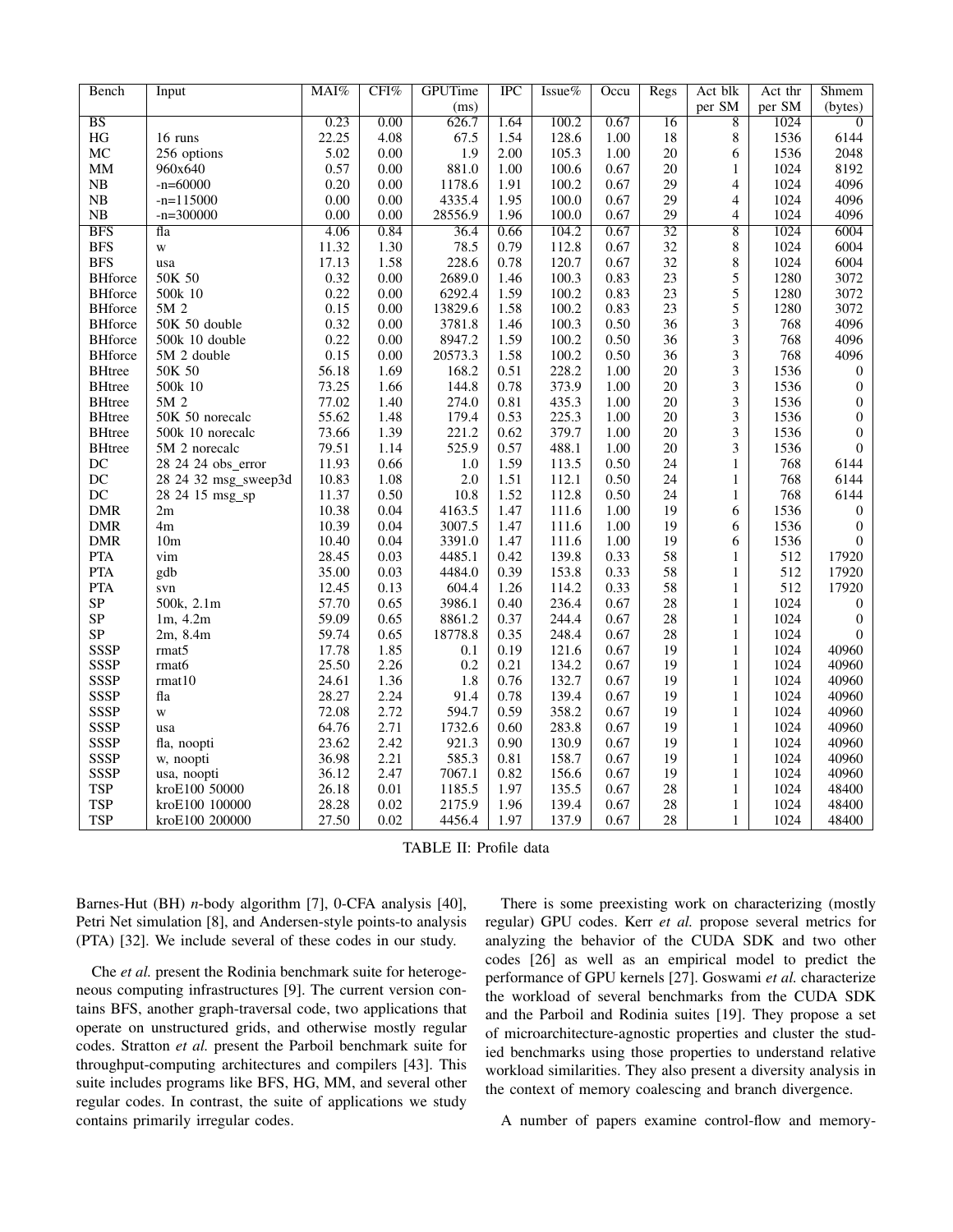| Bench | Input | MAI% | CFI% | GPUTime (ms) | IPC | Issue% | Occu | Regs | Act blk per SM | Act thr per SM | Shmem (bytes) |
|---|---|---|---|---|---|---|---|---|---|---|---|
| BS | | 0.23 | 0.00 | 626.7 | 1.64 | 100.2 | 0.67 | 16 | 8 | 1024 | 0 |
| HG | 16 runs | 22.25 | 4.08 | 67.5 | 1.54 | 128.6 | 1.00 | 18 | 8 | 1536 | 6144 |
| MC | 256 options | 5.02 | 0.00 | 1.9 | 2.00 | 105.3 | 1.00 | 20 | 6 | 1536 | 2048 |
| MM | 960x640 | 0.57 | 0.00 | 881.0 | 1.00 | 100.6 | 0.67 | 20 | 1 | 1024 | 8192 |
| NB | -n=60000 | 0.20 | 0.00 | 1178.6 | 1.91 | 100.2 | 0.67 | 29 | 4 | 1024 | 4096 |
| NB | -n=115000 | 0.00 | 0.00 | 4335.4 | 1.95 | 100.0 | 0.67 | 29 | 4 | 1024 | 4096 |
| NB | -n=300000 | 0.00 | 0.00 | 28556.9 | 1.96 | 100.0 | 0.67 | 29 | 4 | 1024 | 4096 |
| BFS | fla | 4.06 | 0.84 | 36.4 | 0.66 | 104.2 | 0.67 | 32 | 8 | 1024 | 6004 |
| BFS | w | 11.32 | 1.30 | 78.5 | 0.79 | 112.8 | 0.67 | 32 | 8 | 1024 | 6004 |
| BFS | usa | 17.13 | 1.58 | 228.6 | 0.78 | 120.7 | 0.67 | 32 | 8 | 1024 | 6004 |
| BHforce | 50K 50 | 0.32 | 0.00 | 2689.0 | 1.46 | 100.3 | 0.83 | 23 | 5 | 1280 | 3072 |
| BHforce | 500k 10 | 0.22 | 0.00 | 6292.4 | 1.59 | 100.2 | 0.83 | 23 | 5 | 1280 | 3072 |
| BHforce | 5M 2 | 0.15 | 0.00 | 13829.6 | 1.58 | 100.2 | 0.83 | 23 | 5 | 1280 | 3072 |
| BHforce | 50K 50 double | 0.32 | 0.00 | 3781.8 | 1.46 | 100.3 | 0.50 | 36 | 3 | 768 | 4096 |
| BHforce | 500k 10 double | 0.22 | 0.00 | 8947.2 | 1.59 | 100.2 | 0.50 | 36 | 3 | 768 | 4096 |
| BHforce | 5M 2 double | 0.15 | 0.00 | 20573.3 | 1.58 | 100.2 | 0.50 | 36 | 3 | 768 | 4096 |
| BHtree | 50K 50 | 56.18 | 1.69 | 168.2 | 0.51 | 228.2 | 1.00 | 20 | 3 | 1536 | 0 |
| BHtree | 500k 10 | 73.25 | 1.66 | 144.8 | 0.78 | 373.9 | 1.00 | 20 | 3 | 1536 | 0 |
| BHtree | 5M 2 | 77.02 | 1.40 | 274.0 | 0.81 | 435.3 | 1.00 | 20 | 3 | 1536 | 0 |
| BHtree | 50K 50 norecalc | 55.62 | 1.48 | 179.4 | 0.53 | 225.3 | 1.00 | 20 | 3 | 1536 | 0 |
| BHtree | 500k 10 norecalc | 73.66 | 1.39 | 221.2 | 0.62 | 379.7 | 1.00 | 20 | 3 | 1536 | 0 |
| BHtree | 5M 2 norecalc | 79.51 | 1.14 | 525.9 | 0.57 | 488.1 | 1.00 | 20 | 3 | 1536 | 0 |
| DC | 28 24 24 obs_error | 11.93 | 0.66 | 1.0 | 1.59 | 113.5 | 0.50 | 24 | 1 | 768 | 6144 |
| DC | 28 24 32 msg_sweep3d | 10.83 | 1.08 | 2.0 | 1.51 | 112.1 | 0.50 | 24 | 1 | 768 | 6144 |
| DC | 28 24 15 msg_sp | 11.37 | 0.50 | 10.8 | 1.52 | 112.8 | 0.50 | 24 | 1 | 768 | 6144 |
| DMR | 2m | 10.38 | 0.04 | 4163.5 | 1.47 | 111.6 | 1.00 | 19 | 6 | 1536 | 0 |
| DMR | 4m | 10.39 | 0.04 | 3007.5 | 1.47 | 111.6 | 1.00 | 19 | 6 | 1536 | 0 |
| DMR | 10m | 10.40 | 0.04 | 3391.0 | 1.47 | 111.6 | 1.00 | 19 | 6 | 1536 | 0 |
| PTA | vim | 28.45 | 0.03 | 4485.1 | 0.42 | 139.8 | 0.33 | 58 | 1 | 512 | 17920 |
| PTA | gdb | 35.00 | 0.03 | 4484.0 | 0.39 | 153.8 | 0.33 | 58 | 1 | 512 | 17920 |
| PTA | svn | 12.45 | 0.13 | 604.4 | 1.26 | 114.2 | 0.33 | 58 | 1 | 512 | 17920 |
| SP | 500k, 2.1m | 57.70 | 0.65 | 3986.1 | 0.40 | 236.4 | 0.67 | 28 | 1 | 1024 | 0 |
| SP | 1m, 4.2m | 59.09 | 0.65 | 8861.2 | 0.37 | 244.4 | 0.67 | 28 | 1 | 1024 | 0 |
| SP | 2m, 8.4m | 59.74 | 0.65 | 18778.8 | 0.35 | 248.4 | 0.67 | 28 | 1 | 1024 | 0 |
| SSSP | rmat5 | 17.78 | 1.85 | 0.1 | 0.19 | 121.6 | 0.67 | 19 | 1 | 1024 | 40960 |
| SSSP | rmat6 | 25.50 | 2.26 | 0.2 | 0.21 | 134.2 | 0.67 | 19 | 1 | 1024 | 40960 |
| SSSP | rmat10 | 24.61 | 1.36 | 1.8 | 0.76 | 132.7 | 0.67 | 19 | 1 | 1024 | 40960 |
| SSSP | fla | 28.27 | 2.24 | 91.4 | 0.78 | 139.4 | 0.67 | 19 | 1 | 1024 | 40960 |
| SSSP | w | 72.08 | 2.72 | 594.7 | 0.59 | 358.2 | 0.67 | 19 | 1 | 1024 | 40960 |
| SSSP | usa | 64.76 | 2.71 | 1732.6 | 0.60 | 283.8 | 0.67 | 19 | 1 | 1024 | 40960 |
| SSSP | fla, noopti | 23.62 | 2.42 | 921.3 | 0.90 | 130.9 | 0.67 | 19 | 1 | 1024 | 40960 |
| SSSP | w, noopti | 36.98 | 2.21 | 585.3 | 0.81 | 158.7 | 0.67 | 19 | 1 | 1024 | 40960 |
| SSSP | usa, noopti | 36.12 | 2.47 | 7067.1 | 0.82 | 156.6 | 0.67 | 19 | 1 | 1024 | 40960 |
| TSP | kroE100 50000 | 26.18 | 0.01 | 1185.5 | 1.97 | 135.5 | 0.67 | 28 | 1 | 1024 | 48400 |
| TSP | kroE100 100000 | 28.28 | 0.02 | 2175.9 | 1.96 | 139.4 | 0.67 | 28 | 1 | 1024 | 48400 |
| TSP | kroE100 200000 | 27.50 | 0.02 | 4456.4 | 1.97 | 137.9 | 0.67 | 28 | 1 | 1024 | 48400 |

TABLE II: Profile data

Barnes-Hut (BH) *n*-body algorithm [7], 0-CFA analysis [40], Petri Net simulation [8], and Andersen-style points-to analysis (PTA) [32]. We include several of these codes in our study.

Che *et al.* present the Rodinia benchmark suite for heterogeneous computing infrastructures [9]. The current version contains BFS, another graph-traversal code, two applications that operate on unstructured grids, and otherwise mostly regular codes. Stratton *et al.* present the Parboil benchmark suite for throughput-computing architectures and compilers [43]. This suite includes programs like BFS, HG, MM, and several other regular codes. In contrast, the suite of applications we study contains primarily irregular codes.

There is some preexisting work on characterizing (mostly regular) GPU codes. Kerr *et al.* propose several metrics for analyzing the behavior of the CUDA SDK and two other codes [26] as well as an empirical model to predict the performance of GPU kernels [27]. Goswami *et al.* characterize the workload of several benchmarks from the CUDA SDK and the Parboil and Rodinia suites [19]. They propose a set of microarchitecture-agnostic properties and cluster the studied benchmarks using those properties to understand relative workload similarities. They also present a diversity analysis in the context of memory coalescing and branch divergence.

A number of papers examine control-flow and memory-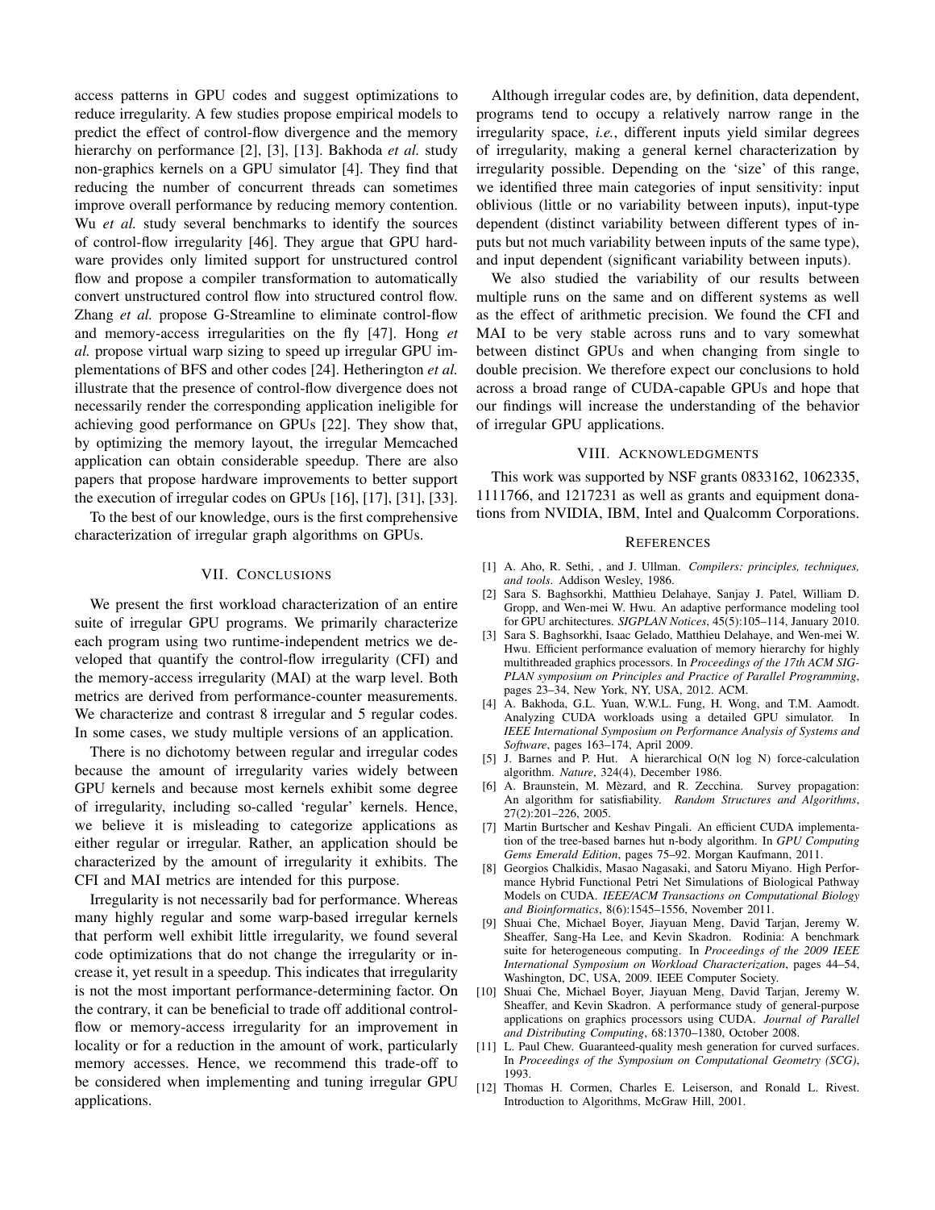access patterns in GPU codes and suggest optimizations to reduce irregularity. A few studies propose empirical models to predict the effect of control-flow divergence and the memory hierarchy on performance [2], [3], [13]. Bakhoda *et al.* study non-graphics kernels on a GPU simulator [4]. They find that reducing the number of concurrent threads can sometimes improve overall performance by reducing memory contention. Wu *et al.* study several benchmarks to identify the sources of control-flow irregularity [46]. They argue that GPU hardware provides only limited support for unstructured control flow and propose a compiler transformation to automatically convert unstructured control flow into structured control flow. Zhang *et al.* propose G-Streamline to eliminate control-flow and memory-access irregularities on the fly [47]. Hong *et al.* propose virtual warp sizing to speed up irregular GPU implementations of BFS and other codes [24]. Hetherington *et al.* illustrate that the presence of control-flow divergence does not necessarily render the corresponding application ineligible for achieving good performance on GPUs [22]. They show that, by optimizing the memory layout, the irregular Memcached application can obtain considerable speedup. There are also papers that propose hardware improvements to better support the execution of irregular codes on GPUs [16], [17], [31], [33].

To the best of our knowledge, ours is the first comprehensive characterization of irregular graph algorithms on GPUs.

## VII. Conclusions

We present the first workload characterization of an entire suite of irregular GPU programs. We primarily characterize each program using two runtime-independent metrics we developed that quantify the control-flow irregularity (CFI) and the memory-access irregularity (MAI) at the warp level. Both metrics are derived from performance-counter measurements. We characterize and contrast 8 irregular and 5 regular codes. In some cases, we study multiple versions of an application.

There is no dichotomy between regular and irregular codes because the amount of irregularity varies widely between GPU kernels and because most kernels exhibit some degree of irregularity, including so-called 'regular' kernels. Hence, we believe it is misleading to categorize applications as either regular or irregular. Rather, an application should be characterized by the amount of irregularity it exhibits. The CFI and MAI metrics are intended for this purpose.

Irregularity is not necessarily bad for performance. Whereas many highly regular and some warp-based irregular kernels that perform well exhibit little irregularity, we found several code optimizations that do not change the irregularity or increase it, yet result in a speedup. This indicates that irregularity is not the most important performance-determining factor. On the contrary, it can be beneficial to trade off additional control-flow or memory-access irregularity for an improvement in locality or for a reduction in the amount of work, particularly memory accesses. Hence, we recommend this trade-off to be considered when implementing and tuning irregular GPU applications.

Although irregular codes are, by definition, data dependent, programs tend to occupy a relatively narrow range in the irregularity space, *i.e.*, different inputs yield similar degrees of irregularity, making a general kernel characterization by irregularity possible. Depending on the 'size' of this range, we identified three main categories of input sensitivity: input oblivious (little or no variability between inputs), input-type dependent (distinct variability between different types of inputs but not much variability between inputs of the same type), and input dependent (significant variability between inputs).

We also studied the variability of our results between multiple runs on the same and on different systems as well as the effect of arithmetic precision. We found the CFI and MAI to be very stable across runs and to vary somewhat between distinct GPUs and when changing from single to double precision. We therefore expect our conclusions to hold across a broad range of CUDA-capable GPUs and hope that our findings will increase the understanding of the behavior of irregular GPU applications.

## VIII. Acknowledgments

This work was supported by NSF grants 0833162, 1062335, 1111766, and 1217231 as well as grants and equipment donations from NVIDIA, IBM, Intel and Qualcomm Corporations.

## References

[1] A. Aho, R. Sethi, , and J. Ullman. *Compilers: principles, techniques, and tools*. Addison Wesley, 1986.

[2] Sara S. Baghsorkhi, Matthieu Delahaye, Sanjay J. Patel, William D. Gropp, and Wen-mei W. Hwu. An adaptive performance modeling tool for GPU architectures. *SIGPLAN Notices*, 45(5):105–114, January 2010.

[3] Sara S. Baghsorkhi, Isaac Gelado, Matthieu Delahaye, and Wen-mei W. Hwu. Efficient performance evaluation of memory hierarchy for highly multithreaded graphics processors. In *Proceedings of the 17th ACM SIGPLAN symposium on Principles and Practice of Parallel Programming*, pages 23–34, New York, NY, USA, 2012. ACM.

[4] A. Bakhoda, G.L. Yuan, W.W.L. Fung, H. Wong, and T.M. Aamodt. Analyzing CUDA workloads using a detailed GPU simulator. In *IEEE International Symposium on Performance Analysis of Systems and Software*, pages 163–174, April 2009.

[5] J. Barnes and P. Hut. A hierarchical O(N log N) force-calculation algorithm. *Nature*, 324(4), December 1986.

[6] A. Braunstein, M. Mèzard, and R. Zecchina. Survey propagation: An algorithm for satisfiability. *Random Structures and Algorithms*, 27(2):201–226, 2005.

[7] Martin Burtscher and Keshav Pingali. An efficient CUDA implementation of the tree-based barnes hut n-body algorithm. In *GPU Computing Gems Emerald Edition*, pages 75–92. Morgan Kaufmann, 2011.

[8] Georgios Chalkidis, Masao Nagasaki, and Satoru Miyano. High Performance Hybrid Functional Petri Net Simulations of Biological Pathway Models on CUDA. *IEEE/ACM Transactions on Computational Biology and Bioinformatics*, 8(6):1545–1556, November 2011.

[9] Shuai Che, Michael Boyer, Jiayuan Meng, David Tarjan, Jeremy W. Sheaffer, Sang-Ha Lee, and Kevin Skadron. Rodinia: A benchmark suite for heterogeneous computing. In *Proceedings of the 2009 IEEE International Symposium on Workload Characterization*, pages 44–54, Washington, DC, USA, 2009. IEEE Computer Society.

[10] Shuai Che, Michael Boyer, Jiayuan Meng, David Tarjan, Jeremy W. Sheaffer, and Kevin Skadron. A performance study of general-purpose applications on graphics processors using CUDA. *Journal of Parallel and Distributing Computing*, 68:1370–1380, October 2008.

[11] L. Paul Chew. Guaranteed-quality mesh generation for curved surfaces. In *Proceedings of the Symposium on Computational Geometry (SCG)*, 1993.

[12] Thomas H. Cormen, Charles E. Leiserson, and Ronald L. Rivest. Introduction to Algorithms, McGraw Hill, 2001.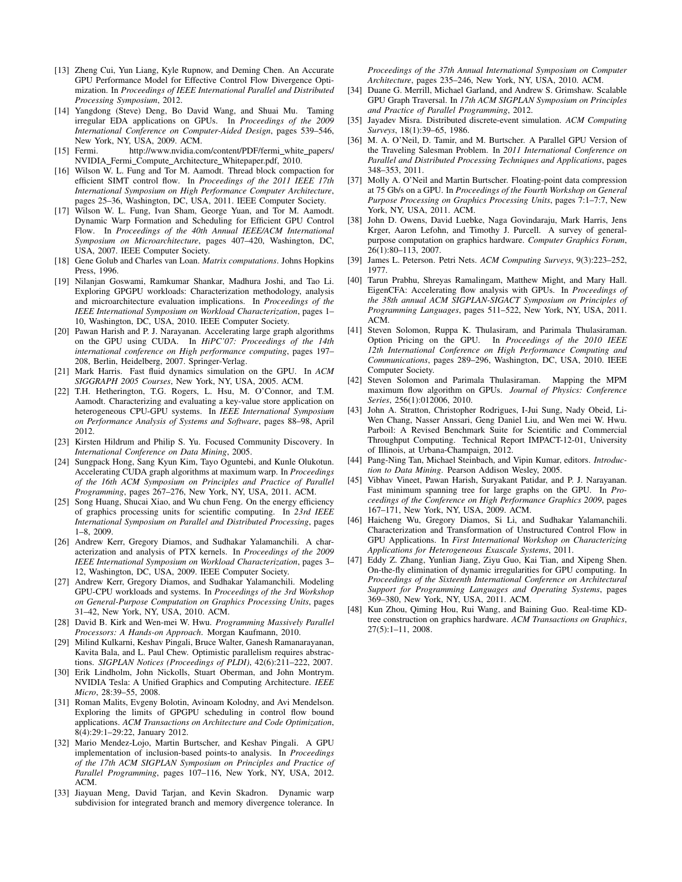[13] Zheng Cui, Yun Liang, Kyle Rupnow, and Deming Chen. An Accurate GPU Performance Model for Effective Control Flow Divergence Optimization. In *Proceedings of IEEE International Parallel and Distributed Processing Symposium*, 2012.

[14] Yangdong (Steve) Deng, Bo David Wang, and Shuai Mu. Taming irregular EDA applications on GPUs. In *Proceedings of the 2009 International Conference on Computer-Aided Design*, pages 539–546, New York, NY, USA, 2009. ACM.

[15] Fermi. http://www.nvidia.com/content/PDF/fermi_white_papers/NVIDIA_Fermi_Compute_Architecture_Whitepaper.pdf, 2010.

[16] Wilson W. L. Fung and Tor M. Aamodt. Thread block compaction for efficient SIMT control flow. In *Proceedings of the 2011 IEEE 17th International Symposium on High Performance Computer Architecture*, pages 25–36, Washington, DC, USA, 2011. IEEE Computer Society.

[17] Wilson W. L. Fung, Ivan Sham, George Yuan, and Tor M. Aamodt. Dynamic Warp Formation and Scheduling for Efficient GPU Control Flow. In *Proceedings of the 40th Annual IEEE/ACM International Symposium on Microarchitecture*, pages 407–420, Washington, DC, USA, 2007. IEEE Computer Society.

[18] Gene Golub and Charles van Loan. *Matrix computations*. Johns Hopkins Press, 1996.

[19] Nilanjan Goswami, Ramkumar Shankar, Madhura Joshi, and Tao Li. Exploring GPGPU workloads: Characterization methodology, analysis and microarchitecture evaluation implications. In *Proceedings of the IEEE International Symposium on Workload Characterization*, pages 1–10, Washington, DC, USA, 2010. IEEE Computer Society.

[20] Pawan Harish and P. J. Narayanan. Accelerating large graph algorithms on the GPU using CUDA. In *HiPC'07: Proceedings of the 14th international conference on High performance computing*, pages 197–208, Berlin, Heidelberg, 2007. Springer-Verlag.

[21] Mark Harris. Fast fluid dynamics simulation on the GPU. In *ACM SIGGRAPH 2005 Courses*, New York, NY, USA, 2005. ACM.

[22] T.H. Hetherington, T.G. Rogers, L. Hsu, M. O'Connor, and T.M. Aamodt. Characterizing and evaluating a key-value store application on heterogeneous CPU-GPU systems. In *IEEE International Symposium on Performance Analysis of Systems and Software*, pages 88–98, April 2012.

[23] Kirsten Hildrum and Philip S. Yu. Focused Community Discovery. In *International Conference on Data Mining*, 2005.

[24] Sungpack Hong, Sang Kyun Kim, Tayo Oguntebi, and Kunle Olukotun. Accelerating CUDA graph algorithms at maximum warp. In *Proceedings of the 16th ACM Symposium on Principles and Practice of Parallel Programming*, pages 267–276, New York, NY, USA, 2011. ACM.

[25] Song Huang, Shucai Xiao, and Wu chun Feng. On the energy efficiency of graphics processing units for scientific computing. In *23rd IEEE International Symposium on Parallel and Distributed Processing*, pages 1–8, 2009.

[26] Andrew Kerr, Gregory Diamos, and Sudhakar Yalamanchili. A characterization and analysis of PTX kernels. In *Proceedings of the 2009 IEEE International Symposium on Workload Characterization*, pages 3–12, Washington, DC, USA, 2009. IEEE Computer Society.

[27] Andrew Kerr, Gregory Diamos, and Sudhakar Yalamanchili. Modeling GPU-CPU workloads and systems. In *Proceedings of the 3rd Workshop on General-Purpose Computation on Graphics Processing Units*, pages 31–42, New York, NY, USA, 2010. ACM.

[28] David B. Kirk and Wen-mei W. Hwu. *Programming Massively Parallel Processors: A Hands-on Approach*. Morgan Kaufmann, 2010.

[29] Milind Kulkarni, Keshav Pingali, Bruce Walter, Ganesh Ramanarayanan, Kavita Bala, and L. Paul Chew. Optimistic parallelism requires abstractions. *SIGPLAN Notices (Proceedings of PLDI)*, 42(6):211–222, 2007.

[30] Erik Lindholm, John Nickolls, Stuart Oberman, and John Montrym. NVIDIA Tesla: A Unified Graphics and Computing Architecture. *IEEE Micro*, 28:39–55, 2008.

[31] Roman Malits, Evgeny Bolotin, Avinoam Kolodny, and Avi Mendelson. Exploring the limits of GPGPU scheduling in control flow bound applications. *ACM Transactions on Architecture and Code Optimization*, 8(4):29:1–29:22, January 2012.

[32] Mario Mendez-Lojo, Martin Burtscher, and Keshav Pingali. A GPU implementation of inclusion-based points-to analysis. In *Proceedings of the 17th ACM SIGPLAN Symposium on Principles and Practice of Parallel Programming*, pages 107–116, New York, NY, USA, 2012. ACM.

[33] Jiayuan Meng, David Tarjan, and Kevin Skadron. Dynamic warp subdivision for integrated branch and memory divergence tolerance. In *Proceedings of the 37th Annual International Symposium on Computer Architecture*, pages 235–246, New York, NY, USA, 2010. ACM.

[34] Duane G. Merrill, Michael Garland, and Andrew S. Grimshaw. Scalable GPU Graph Traversal. In *17th ACM SIGPLAN Symposium on Principles and Practice of Parallel Programming*, 2012.

[35] Jayadev Misra. Distributed discrete-event simulation. *ACM Computing Surveys*, 18(1):39–65, 1986.

[36] M. A. O'Neil, D. Tamir, and M. Burtscher. A Parallel GPU Version of the Traveling Salesman Problem. In *2011 International Conference on Parallel and Distributed Processing Techniques and Applications*, pages 348–353, 2011.

[37] Molly A. O'Neil and Martin Burtscher. Floating-point data compression at 75 Gb/s on a GPU. In *Proceedings of the Fourth Workshop on General Purpose Processing on Graphics Processing Units*, pages 7:1–7:7, New York, NY, USA, 2011. ACM.

[38] John D. Owens, David Luebke, Naga Govindaraju, Mark Harris, Jens Krger, Aaron Lefohn, and Timothy J. Purcell. A survey of general-purpose computation on graphics hardware. *Computer Graphics Forum*, 26(1):80–113, 2007.

[39] James L. Peterson. Petri Nets. *ACM Computing Surveys*, 9(3):223–252, 1977.

[40] Tarun Prabhu, Shreyas Ramalingam, Matthew Might, and Mary Hall. EigenCFA: Accelerating flow analysis with GPUs. In *Proceedings of the 38th annual ACM SIGPLAN-SIGACT Symposium on Principles of Programming Languages*, pages 511–522, New York, NY, USA, 2011. ACM.

[41] Steven Solomon, Ruppa K. Thulasiram, and Parimala Thulasiraman. Option Pricing on the GPU. In *Proceedings of the 2010 IEEE 12th International Conference on High Performance Computing and Communications*, pages 289–296, Washington, DC, USA, 2010. IEEE Computer Society.

[42] Steven Solomon and Parimala Thulasiraman. Mapping the MPM maximum flow algorithm on GPUs. *Journal of Physics: Conference Series*, 256(1):012006, 2010.

[43] John A. Stratton, Christopher Rodrigues, I-Jui Sung, Nady Obeid, Li-Wen Chang, Nasser Anssari, Geng Daniel Liu, and Wen mei W. Hwu. Parboil: A Revised Benchmark Suite for Scientific and Commercial Throughput Computing. Technical Report IMPACT-12-01, University of Illinois, at Urbana-Champaign, 2012.

[44] Pang-Ning Tan, Michael Steinbach, and Vipin Kumar, editors. *Introduction to Data Mining*. Pearson Addison Wesley, 2005.

[45] Vibhav Vineet, Pawan Harish, Suryakant Patidar, and P. J. Narayanan. Fast minimum spanning tree for large graphs on the GPU. In *Proceedings of the Conference on High Performance Graphics 2009*, pages 167–171, New York, NY, USA, 2009. ACM.

[46] Haicheng Wu, Gregory Diamos, Si Li, and Sudhakar Yalamanchili. Characterization and Transformation of Unstructured Control Flow in GPU Applications. In *First International Workshop on Characterizing Applications for Heterogeneous Exascale Systems*, 2011.

[47] Eddy Z. Zhang, Yunlian Jiang, Ziyu Guo, Kai Tian, and Xipeng Shen. On-the-fly elimination of dynamic irregularities for GPU computing. In *Proceedings of the Sixteenth International Conference on Architectural Support for Programming Languages and Operating Systems*, pages 369–380, New York, NY, USA, 2011. ACM.

[48] Kun Zhou, Qiming Hou, Rui Wang, and Baining Guo. Real-time KD-tree construction on graphics hardware. *ACM Transactions on Graphics*, 27(5):1–11, 2008.